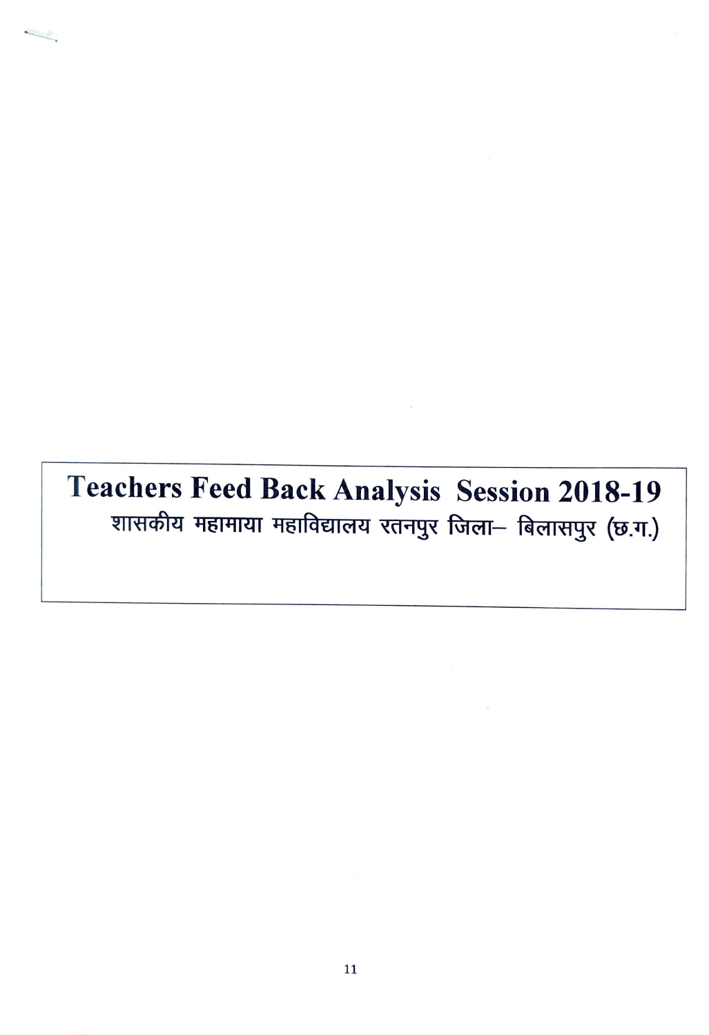# Teachers Feed Back Analysis Session 2018-19

शासकीय महामाया महाविद्यालय रतनपुर जिला– बिलासपुर (छ.ग.)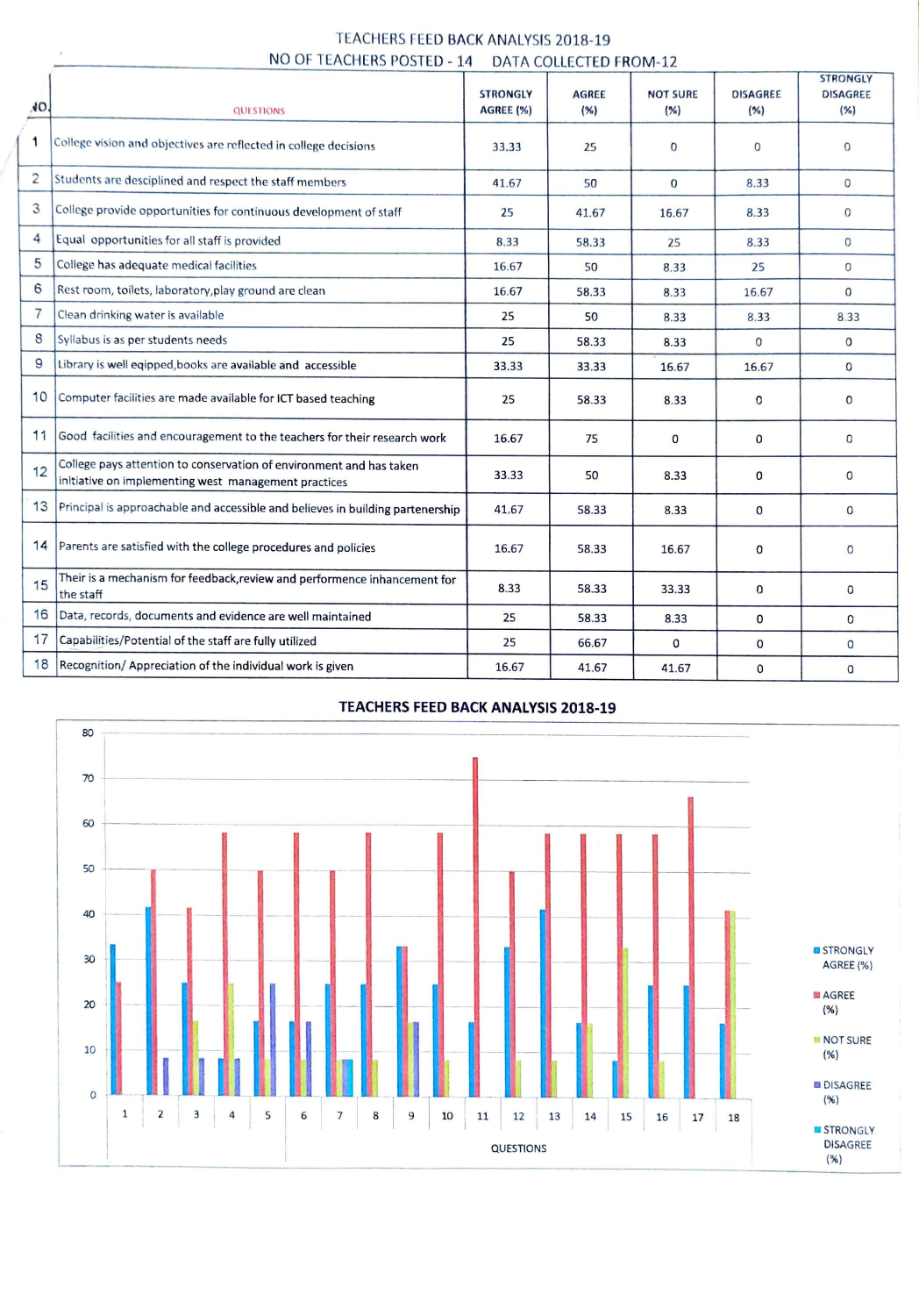# TEACHERS FEED BACK ANALYSIS 2018-19

NO OF TEACHERS POSTED - 14 DATA COLLECTED FROM-12

| NO. | QUESTIONS | STRONGLY AGREE (%) | AGREE (%) | NOT SURE (%) | DISAGREE (%) | STRONGLY DISAGREE (%) |
|---|---|---|---|---|---|---|
| 1 | College vision and objectives are reflected in college decisions | 33.33 | 25 | 0 | 0 | 0 |
| 2 | Students are desciplined and respect the staff members | 41.67 | 50 | 0 | 8.33 | 0 |
| 3 | College provide opportunities for continuous development of staff | 25 | 41.67 | 16.67 | 8.33 | 0 |
| 4 | Equal opportunities for all staff is provided | 8.33 | 58.33 | 25 | 8.33 | 0 |
| 5 | College has adequate medical facilities | 16.67 | 50 | 8.33 | 25 | 0 |
| 6 | Rest room, toilets, laboratory,play ground are clean | 16.67 | 58.33 | 8.33 | 16.67 | 0 |
| 7 | Clean drinking water is available | 25 | 50 | 8.33 | 8.33 | 8.33 |
| 8 | Syllabus is as per students needs | 25 | 58.33 | 8.33 | 0 | 0 |
| 9 | Library is well eqipped,books are available and accessible | 33.33 | 33.33 | 16.67 | 16.67 | 0 |
| 10 | Computer facilities are made available for ICT based teaching | 25 | 58.33 | 8.33 | 0 | 0 |
| 11 | Good facilities and encouragement to the teachers for their research work | 16.67 | 75 | 0 | 0 | 0 |
| 12 | College pays attention to conservation of environment and has taken initiative on implementing west management practices | 33.33 | 50 | 8.33 | 0 | 0 |
| 13 | Principal is approachable and accessible and believes in building partenership | 41.67 | 58.33 | 8.33 | 0 | 0 |
| 14 | Parents are satisfied with the college procedures and policies | 16.67 | 58.33 | 16.67 | 0 | 0 |
| 15 | Their is a mechanism for feedback,review and performence inhancement for the staff | 8.33 | 58.33 | 33.33 | 0 | 0 |
| 16 | Data, records, documents and evidence are well maintained | 25 | 58.33 | 8.33 | 0 | 0 |
| 17 | Capabilities/Potential of the staff are fully utilized | 25 | 66.67 | 0 | 0 | 0 |
| 18 | Recognition/ Appreciation of the individual work is given | 16.67 | 41.67 | 41.67 | 0 | 0 |

## TEACHERS FEED BACK ANALYSIS 2018-19

80
70
60
50
40
30
20
10
0

1 2 3 4 5 6 7 8 9 10 11 12 13 14 15 16 17 18

QUESTIONS

STRONGLY AGREE (%)
AGREE (%)
NOT SURE (%)
DISAGREE (%)
STRONGLY DISAGREE (%)